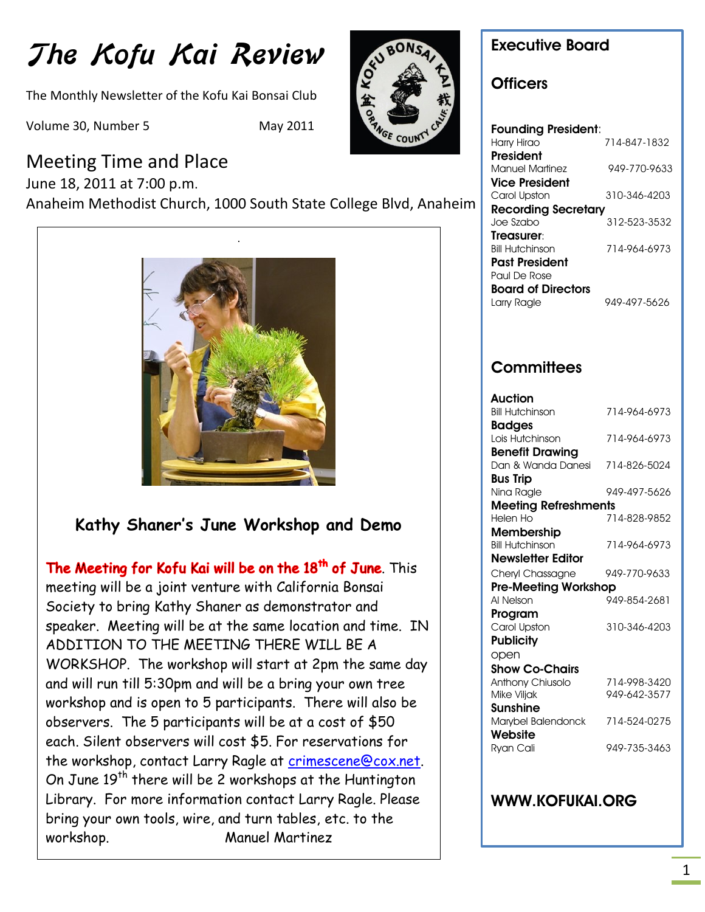# The Kofu Kai Review

The Monthly Newsletter of the Kofu Kai Bonsai Club

Volume 30, Number 5 May 2011

## Meeting Time and Place

June 18, 2011 at 7:00 p.m.

Anaheim Methodist Church, 1000 South State College Blvd, Anaheim

### Kathy Shaner's June Workshop and Demo

**The Meeting for Kofu Kai will be on the 18th of June**. This meeting will be a joint venture with California Bonsai Society to bring Kathy Shaner as demonstrator and speaker. Meeting will be at the same location and time. IN ADDITION TO THE MEETING THERE WILL BE A WORKSHOP. The workshop will start at 2pm the same day and will run till 5:30pm and will be a bring your own tree workshop and is open to 5 participants. There will also be observers. The 5 participants will be at a cost of $50 each. Silent observers will cost $5. For reservations for the workshop, contact Larry Ragle at crimescene@cox.net. On June 19th there will be 2 workshops at the Huntington Library. For more information contact Larry Ragle. Please bring your own tools, wire, and turn tables, etc. to the workshop. Manuel Martinez

## Executive Board

### Officers

**Founding President**:
Harry Hirao 714-847-1832

**President**
Manuel Martinez 949-770-9633

**Vice President**
Carol Upston 310-346-4203

**Recording Secretary**
Joe Szabo 312-523-3532

**Treasurer**:
Bill Hutchinson 714-964-6973

**Past President**
Paul De Rose

**Board of Directors**
Larry Ragle 949-497-5626

### Committees

**Auction**
Bill Hutchinson 714-964-6973

**Badges**
Lois Hutchinson 714-964-6973

**Benefit Drawing**
Dan & Wanda Danesi 714-826-5024

**Bus Trip**
Nina Ragle 949-497-5626

**Meeting Refreshments**
Helen Ho 714-828-9852

**Membership**
Bill Hutchinson 714-964-6973

**Newsletter Editor**
Cheryl Chassagne 949-770-9633

**Pre-Meeting Workshop**
Al Nelson 949-854-2681

**Program**
Carol Upston 310-346-4203

**Publicity**
open

**Show Co-Chairs**
Anthony Chiusolo 714-998-3420
Mike Viljak 949-642-3577

**Sunshine**
Marybel Balendonck 714-524-0275

**Website**
Ryan Cali 949-735-3463

**WWW.KOFUKAI.ORG**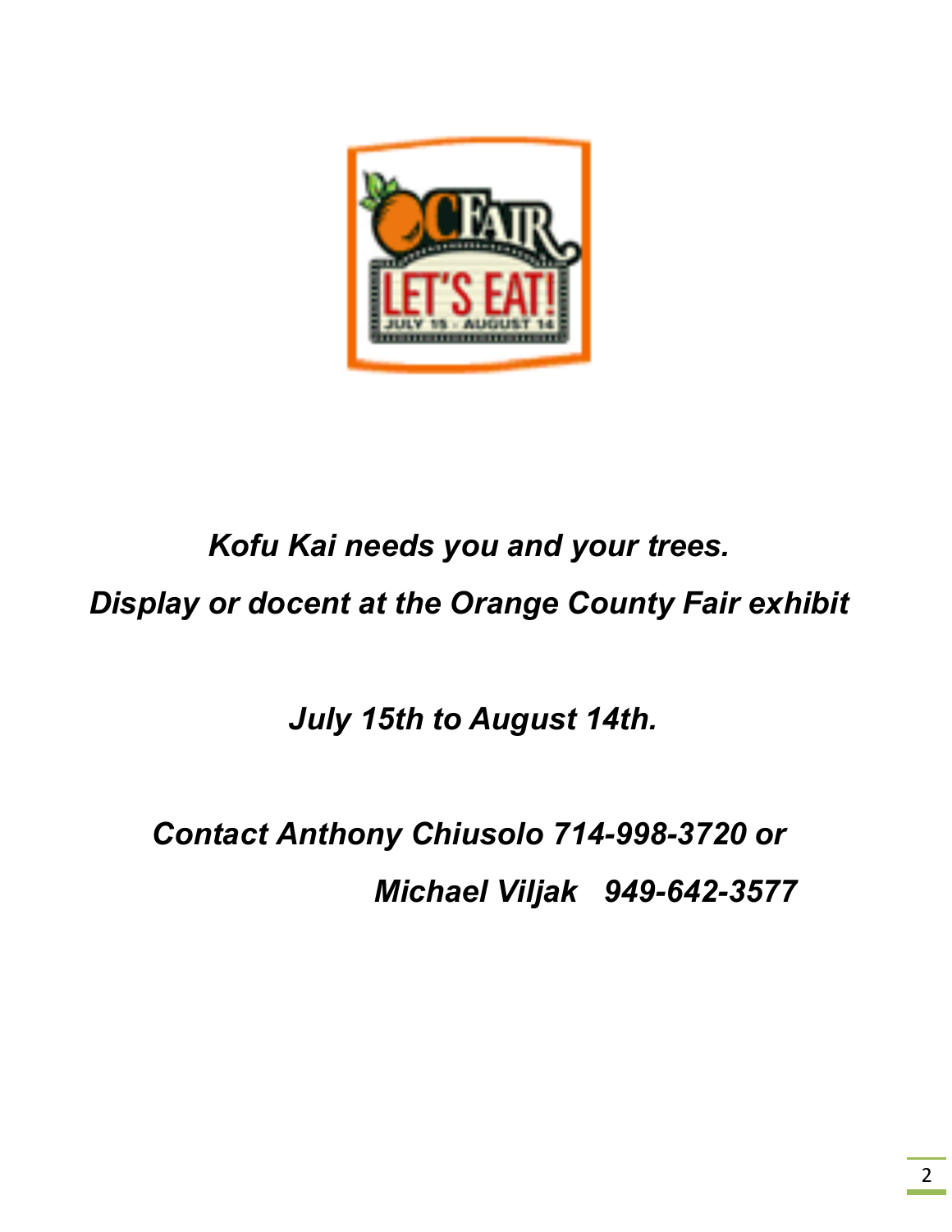*Kofu Kai needs you and your trees.*

*Display or docent at the Orange County Fair exhibit*

*July 15th to August 14th.*

*Contact Anthony Chiusolo 714-998-3720 or*

*Michael Viljak 949-642-3577*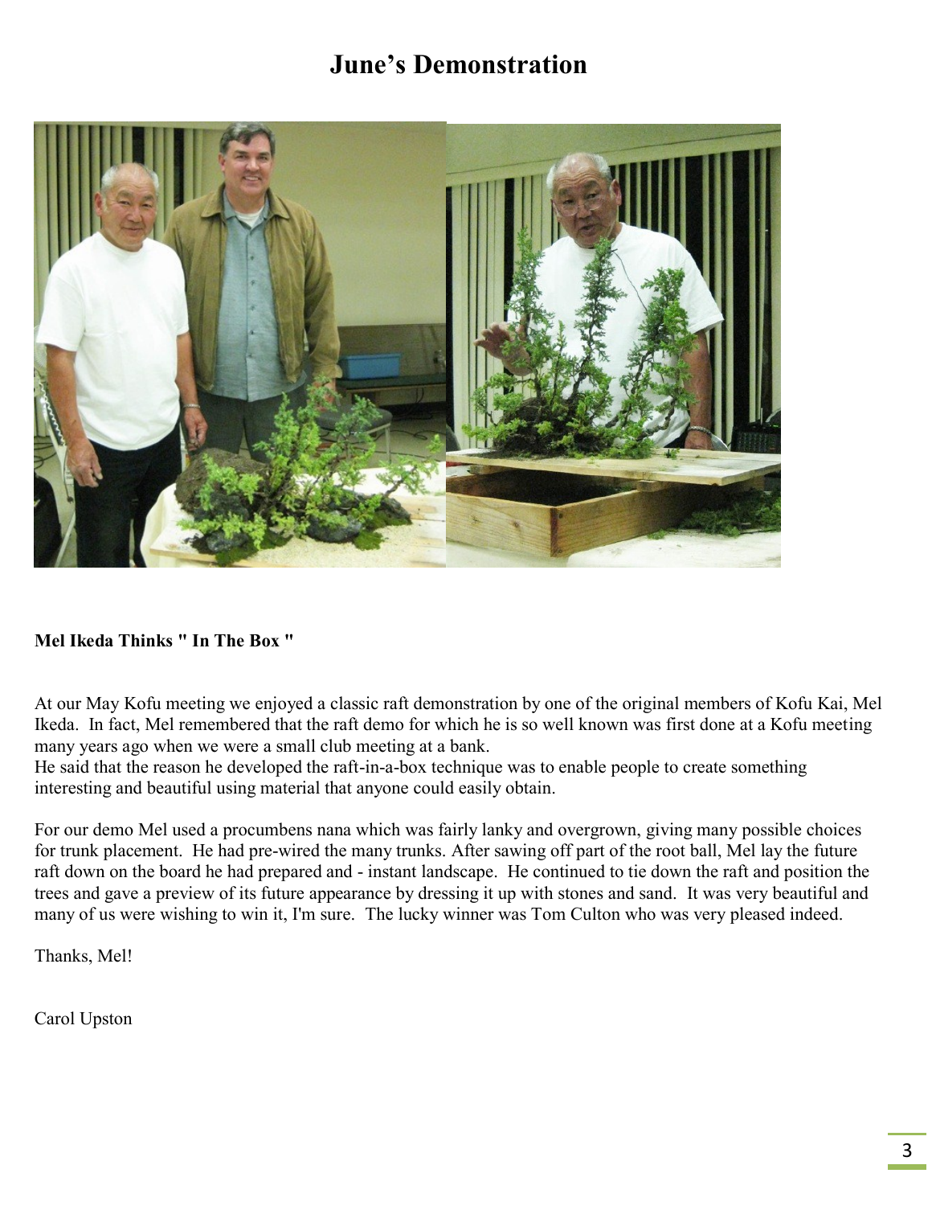# June's Demonstration

**Mel Ikeda Thinks " In The Box "**

At our May Kofu meeting we enjoyed a classic raft demonstration by one of the original members of Kofu Kai, Mel Ikeda. In fact, Mel remembered that the raft demo for which he is so well known was first done at a Kofu meeting many years ago when we were a small club meeting at a bank.
He said that the reason he developed the raft-in-a-box technique was to enable people to create something interesting and beautiful using material that anyone could easily obtain.

For our demo Mel used a procumbens nana which was fairly lanky and overgrown, giving many possible choices for trunk placement. He had pre-wired the many trunks. After sawing off part of the root ball, Mel lay the future raft down on the board he had prepared and - instant landscape. He continued to tie down the raft and position the trees and gave a preview of its future appearance by dressing it up with stones and sand. It was very beautiful and many of us were wishing to win it, I'm sure. The lucky winner was Tom Culton who was very pleased indeed.

Thanks, Mel!

Carol Upston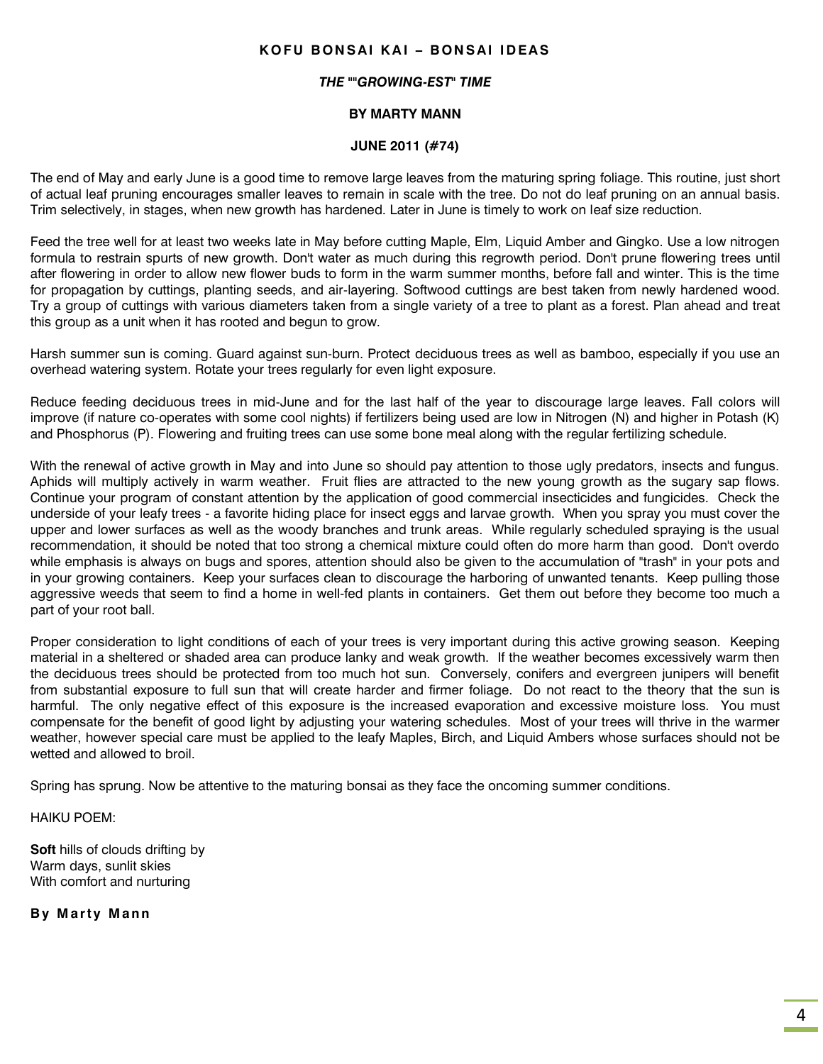**KOFU BONSAI KAI – BONSAI IDEAS**

***THE ""GROWING-EST" TIME***

**BY MARTY MANN**

**JUNE 2011 (#74)**

The end of May and early June is a good time to remove large leaves from the maturing spring foliage. This routine, just short of actual leaf pruning encourages smaller leaves to remain in scale with the tree. Do not do leaf pruning on an annual basis. Trim selectively, in stages, when new growth has hardened. Later in June is timely to work on leaf size reduction.

Feed the tree well for at least two weeks late in May before cutting Maple, Elm, Liquid Amber and Gingko. Use a low nitrogen formula to restrain spurts of new growth. Don't water as much during this regrowth period. Don't prune flowering trees until after flowering in order to allow new flower buds to form in the warm summer months, before fall and winter. This is the time for propagation by cuttings, planting seeds, and air-layering. Softwood cuttings are best taken from newly hardened wood. Try a group of cuttings with various diameters taken from a single variety of a tree to plant as a forest. Plan ahead and treat this group as a unit when it has rooted and begun to grow.

Harsh summer sun is coming. Guard against sun-burn. Protect deciduous trees as well as bamboo, especially if you use an overhead watering system. Rotate your trees regularly for even light exposure.

Reduce feeding deciduous trees in mid-June and for the last half of the year to discourage large leaves. Fall colors will improve (if nature co-operates with some cool nights) if fertilizers being used are low in Nitrogen (N) and higher in Potash (K) and Phosphorus (P). Flowering and fruiting trees can use some bone meal along with the regular fertilizing schedule.

With the renewal of active growth in May and into June so should pay attention to those ugly predators, insects and fungus. Aphids will multiply actively in warm weather. Fruit flies are attracted to the new young growth as the sugary sap flows. Continue your program of constant attention by the application of good commercial insecticides and fungicides. Check the underside of your leafy trees - a favorite hiding place for insect eggs and larvae growth. When you spray you must cover the upper and lower surfaces as well as the woody branches and trunk areas. While regularly scheduled spraying is the usual recommendation, it should be noted that too strong a chemical mixture could often do more harm than good. Don't overdo while emphasis is always on bugs and spores, attention should also be given to the accumulation of "trash" in your pots and in your growing containers. Keep your surfaces clean to discourage the harboring of unwanted tenants. Keep pulling those aggressive weeds that seem to find a home in well-fed plants in containers. Get them out before they become too much a part of your root ball.

Proper consideration to light conditions of each of your trees is very important during this active growing season. Keeping material in a sheltered or shaded area can produce lanky and weak growth. If the weather becomes excessively warm then the deciduous trees should be protected from too much hot sun. Conversely, conifers and evergreen junipers will benefit from substantial exposure to full sun that will create harder and firmer foliage. Do not react to the theory that the sun is harmful. The only negative effect of this exposure is the increased evaporation and excessive moisture loss. You must compensate for the benefit of good light by adjusting your watering schedules. Most of your trees will thrive in the warmer weather, however special care must be applied to the leafy Maples, Birch, and Liquid Ambers whose surfaces should not be wetted and allowed to broil.

Spring has sprung. Now be attentive to the maturing bonsai as they face the oncoming summer conditions.

HAIKU POEM:

**Soft** hills of clouds drifting by  
Warm days, sunlit skies  
With comfort and nurturing

**By Marty Mann**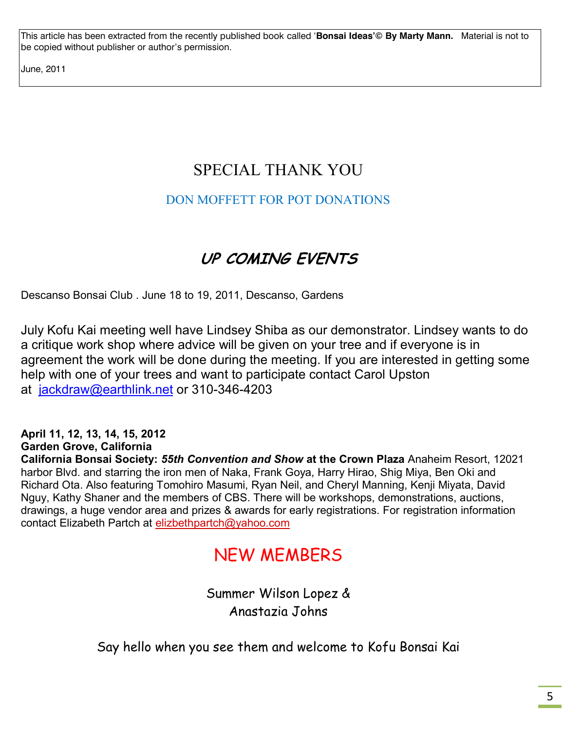This article has been extracted from the recently published book called '**Bonsai Ideas'© By Marty Mann.** Material is not to be copied without publisher or author's permission.

June, 2011

# SPECIAL THANK YOU

## DON MOFFETT FOR POT DONATIONS

# *UP COMING EVENTS*

Descanso Bonsai Club . June 18 to 19, 2011, Descanso, Gardens

July Kofu Kai meeting well have Lindsey Shiba as our demonstrator. Lindsey wants to do a critique work shop where advice will be given on your tree and if everyone is in agreement the work will be done during the meeting. If you are interested in getting some help with one of your trees and want to participate contact Carol Upston at jackdraw@earthlink.net or 310-346-4203

**April 11, 12, 13, 14, 15, 2012**
**Garden Grove, California**
**California Bonsai Society:** ***55th Convention and Show*** **at the Crown Plaza** Anaheim Resort, 12021 harbor Blvd. and starring the iron men of Naka, Frank Goya, Harry Hirao, Shig Miya, Ben Oki and Richard Ota. Also featuring Tomohiro Masumi, Ryan Neil, and Cheryl Manning, Kenji Miyata, David Nguy, Kathy Shaner and the members of CBS. There will be workshops, demonstrations, auctions, drawings, a huge vendor area and prizes & awards for early registrations. For registration information contact Elizabeth Partch at elizbethpartch@yahoo.com

# NEW MEMBERS

Summer Wilson Lopez &
Anastazia Johns

Say hello when you see them and welcome to Kofu Bonsai Kai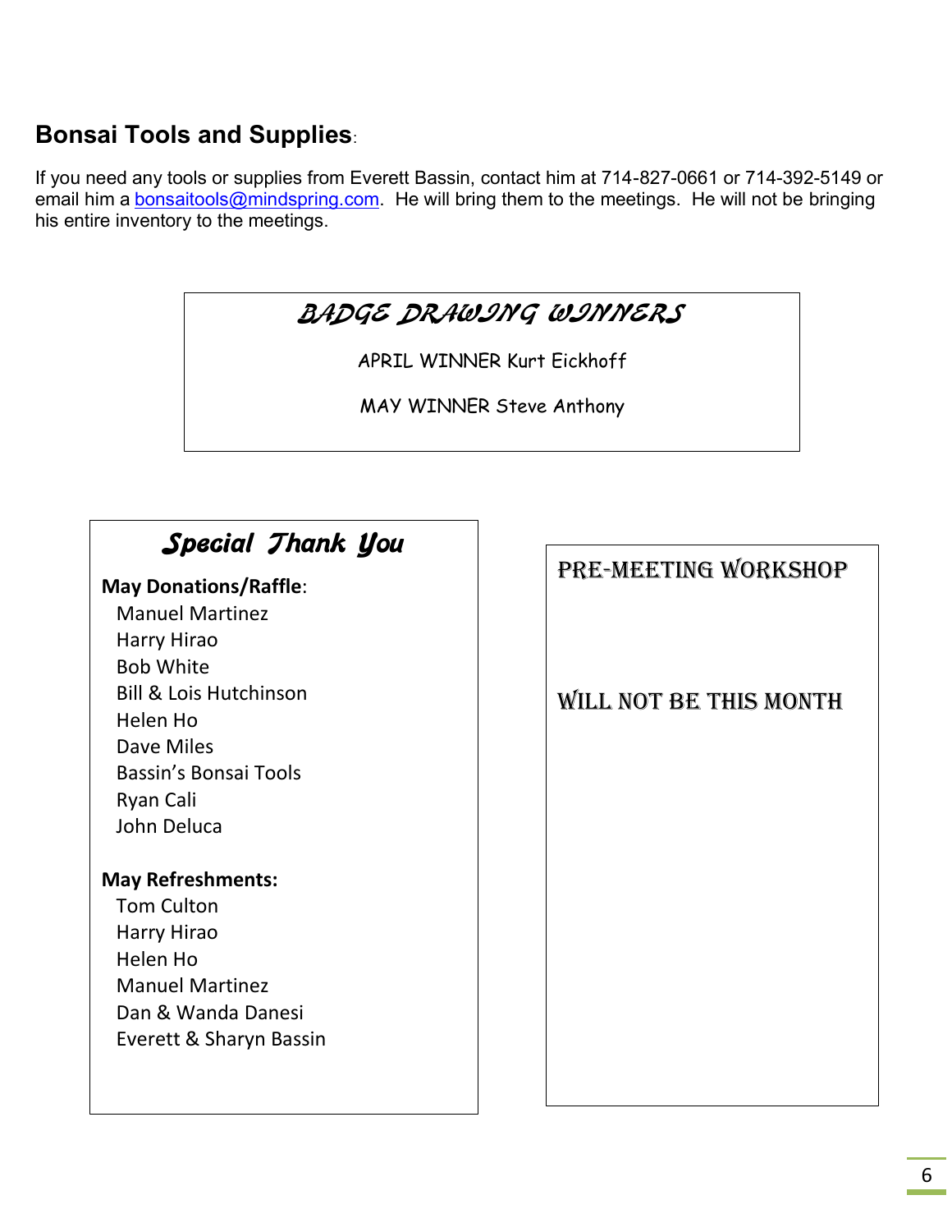## Bonsai Tools and Supplies:

If you need any tools or supplies from Everett Bassin, contact him at 714-827-0661 or 714-392-5149 or email him a bonsaitools@mindspring.com. He will bring them to the meetings. He will not be bringing his entire inventory to the meetings.

### BADGE DRAWING WINNERS

APRIL WINNER Kurt Eickhoff

MAY WINNER Steve Anthony

### Special Thank You

**May Donations/Raffle**:

- Manuel Martinez
- Harry Hirao
- Bob White
- Bill & Lois Hutchinson
- Helen Ho
- Dave Miles
- Bassin's Bonsai Tools
- Ryan Cali
- John Deluca

**May Refreshments:**

- Tom Culton
- Harry Hirao
- Helen Ho
- Manuel Martinez
- Dan & Wanda Danesi
- Everett & Sharyn Bassin

### PRE-MEETING WORKSHOP

WILL NOT BE THIS MONTH